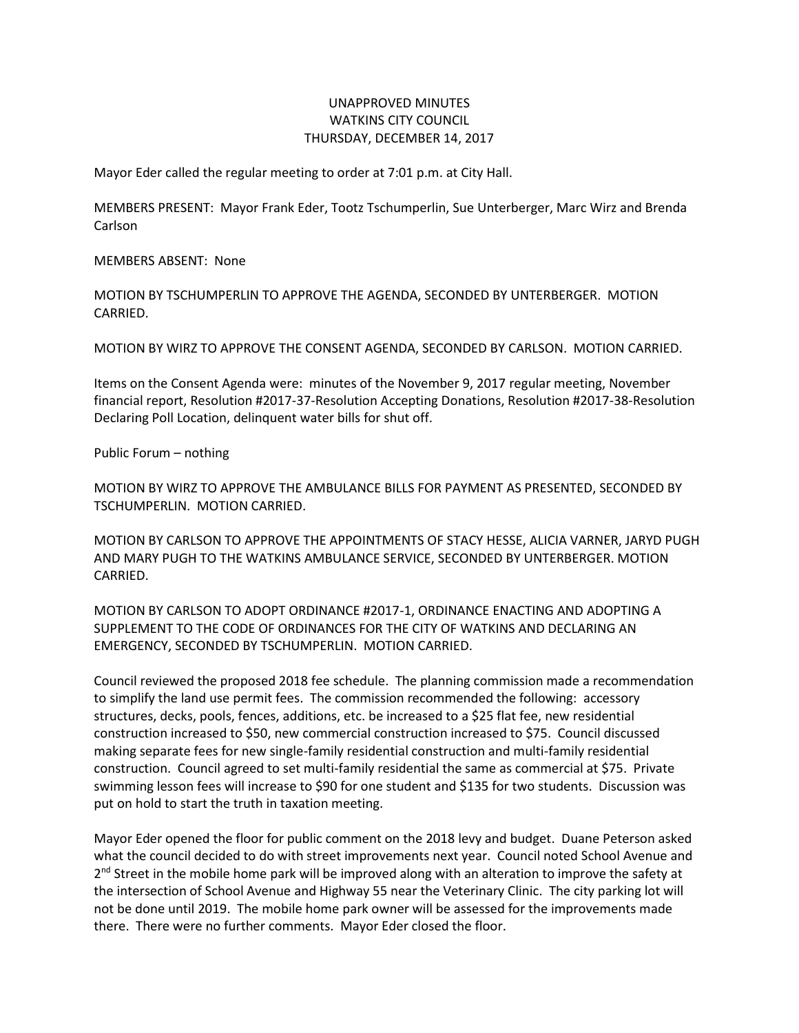# UNAPPROVED MINUTES
# WATKINS CITY COUNCIL
# THURSDAY, DECEMBER 14, 2017

Mayor Eder called the regular meeting to order at 7:01 p.m. at City Hall.

MEMBERS PRESENT: Mayor Frank Eder, Tootz Tschumperlin, Sue Unterberger, Marc Wirz and Brenda Carlson

MEMBERS ABSENT: None

MOTION BY TSCHUMPERLIN TO APPROVE THE AGENDA, SECONDED BY UNTERBERGER. MOTION CARRIED.

MOTION BY WIRZ TO APPROVE THE CONSENT AGENDA, SECONDED BY CARLSON. MOTION CARRIED.

Items on the Consent Agenda were: minutes of the November 9, 2017 regular meeting, November financial report, Resolution #2017-37-Resolution Accepting Donations, Resolution #2017-38-Resolution Declaring Poll Location, delinquent water bills for shut off.

Public Forum – nothing

MOTION BY WIRZ TO APPROVE THE AMBULANCE BILLS FOR PAYMENT AS PRESENTED, SECONDED BY TSCHUMPERLIN. MOTION CARRIED.

MOTION BY CARLSON TO APPROVE THE APPOINTMENTS OF STACY HESSE, ALICIA VARNER, JARYD PUGH AND MARY PUGH TO THE WATKINS AMBULANCE SERVICE, SECONDED BY UNTERBERGER. MOTION CARRIED.

MOTION BY CARLSON TO ADOPT ORDINANCE #2017-1, ORDINANCE ENACTING AND ADOPTING A SUPPLEMENT TO THE CODE OF ORDINANCES FOR THE CITY OF WATKINS AND DECLARING AN EMERGENCY, SECONDED BY TSCHUMPERLIN. MOTION CARRIED.

Council reviewed the proposed 2018 fee schedule. The planning commission made a recommendation to simplify the land use permit fees. The commission recommended the following: accessory structures, decks, pools, fences, additions, etc. be increased to a $25 flat fee, new residential construction increased to $50, new commercial construction increased to $75. Council discussed making separate fees for new single-family residential construction and multi-family residential construction. Council agreed to set multi-family residential the same as commercial at $75. Private swimming lesson fees will increase to $90 for one student and $135 for two students. Discussion was put on hold to start the truth in taxation meeting.

Mayor Eder opened the floor for public comment on the 2018 levy and budget. Duane Peterson asked what the council decided to do with street improvements next year. Council noted School Avenue and 2nd Street in the mobile home park will be improved along with an alteration to improve the safety at the intersection of School Avenue and Highway 55 near the Veterinary Clinic. The city parking lot will not be done until 2019. The mobile home park owner will be assessed for the improvements made there. There were no further comments. Mayor Eder closed the floor.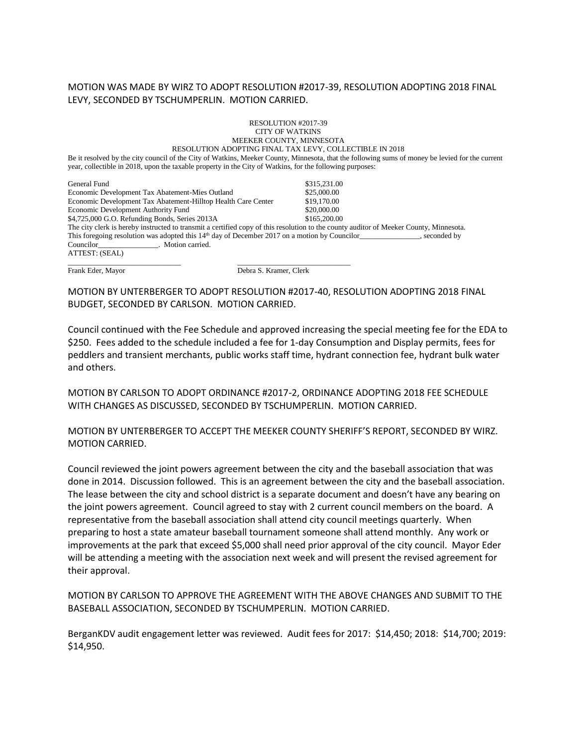MOTION WAS MADE BY WIRZ TO ADOPT RESOLUTION #2017-39, RESOLUTION ADOPTING 2018 FINAL LEVY, SECONDED BY TSCHUMPERLIN. MOTION CARRIED.

RESOLUTION #2017-39
CITY OF WATKINS
MEEKER COUNTY, MINNESOTA
RESOLUTION ADOPTING FINAL TAX LEVY, COLLECTIBLE IN 2018

Be it resolved by the city council of the City of Watkins, Meeker County, Minnesota, that the following sums of money be levied for the current year, collectible in 2018, upon the taxable property in the City of Watkins, for the following purposes:

| | |
|---|---|
| General Fund | $315,231.00 |
| Economic Development Tax Abatement-Mies Outland | $25,000.00 |
| Economic Development Tax Abatement-Hilltop Health Care Center | $19,170.00 |
| Economic Development Authority Fund | $20,000.00 |
| $4,725,000 G.O. Refunding Bonds, Series 2013A | $165,200.00 |

The city clerk is hereby instructed to transmit a certified copy of this resolution to the county auditor of Meeker County, Minnesota.
This foregoing resolution was adopted this 14th day of December 2017 on a motion by Councilor_______________, seconded by Councilor_______________. Motion carried.
ATTEST: (SEAL)

_____________________________ _____________________________
Frank Eder, Mayor Debra S. Kramer, Clerk

MOTION BY UNTERBERGER TO ADOPT RESOLUTION #2017-40, RESOLUTION ADOPTING 2018 FINAL BUDGET, SECONDED BY CARLSON. MOTION CARRIED.

Council continued with the Fee Schedule and approved increasing the special meeting fee for the EDA to $250. Fees added to the schedule included a fee for 1-day Consumption and Display permits, fees for peddlers and transient merchants, public works staff time, hydrant connection fee, hydrant bulk water and others.

MOTION BY CARLSON TO ADOPT ORDINANCE #2017-2, ORDINANCE ADOPTING 2018 FEE SCHEDULE WITH CHANGES AS DISCUSSED, SECONDED BY TSCHUMPERLIN. MOTION CARRIED.

MOTION BY UNTERBERGER TO ACCEPT THE MEEKER COUNTY SHERIFF'S REPORT, SECONDED BY WIRZ. MOTION CARRIED.

Council reviewed the joint powers agreement between the city and the baseball association that was done in 2014. Discussion followed. This is an agreement between the city and the baseball association. The lease between the city and school district is a separate document and doesn't have any bearing on the joint powers agreement. Council agreed to stay with 2 current council members on the board. A representative from the baseball association shall attend city council meetings quarterly. When preparing to host a state amateur baseball tournament someone shall attend monthly. Any work or improvements at the park that exceed $5,000 shall need prior approval of the city council. Mayor Eder will be attending a meeting with the association next week and will present the revised agreement for their approval.

MOTION BY CARLSON TO APPROVE THE AGREEMENT WITH THE ABOVE CHANGES AND SUBMIT TO THE BASEBALL ASSOCIATION, SECONDED BY TSCHUMPERLIN. MOTION CARRIED.

BerganKDV audit engagement letter was reviewed. Audit fees for 2017: $14,450; 2018: $14,700; 2019: $14,950.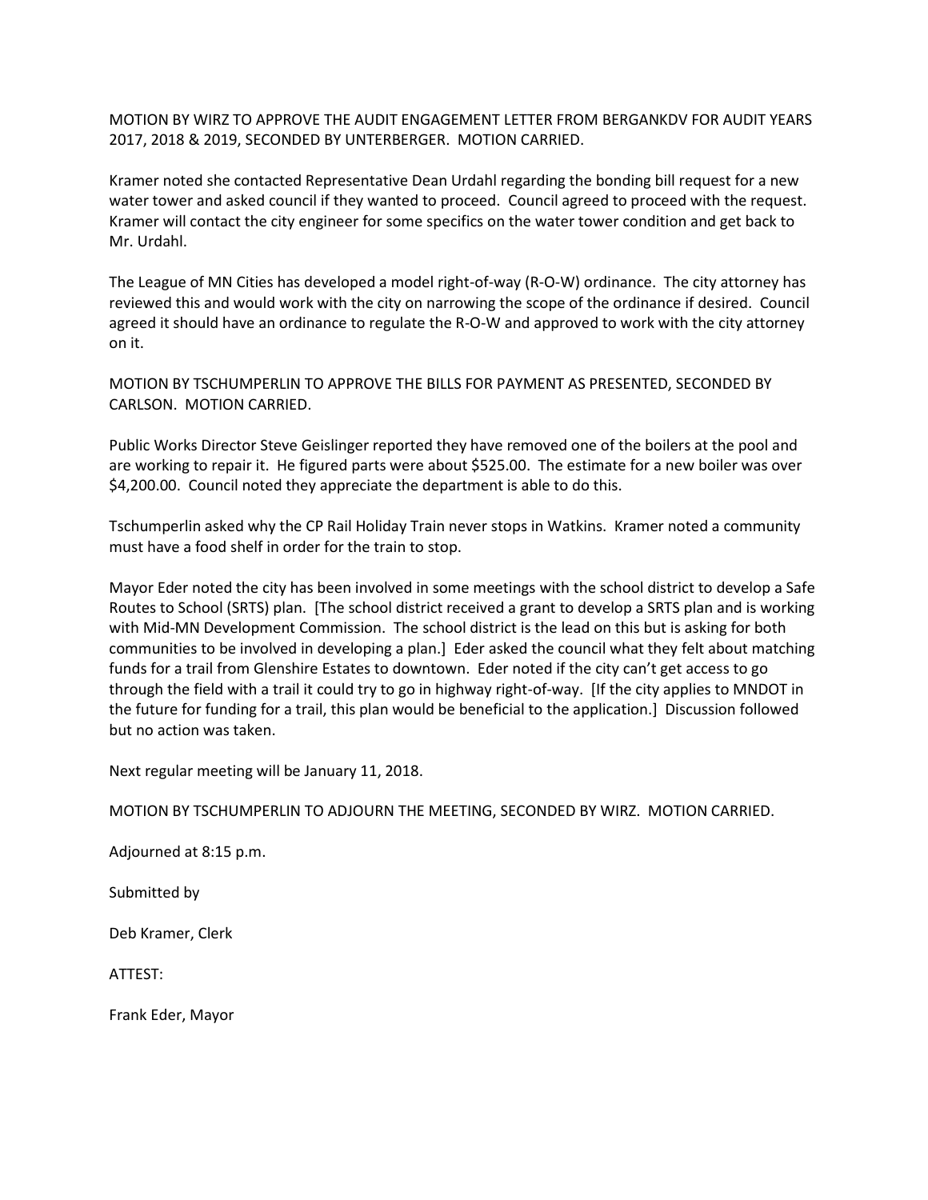MOTION BY WIRZ TO APPROVE THE AUDIT ENGAGEMENT LETTER FROM BERGANKDV FOR AUDIT YEARS 2017, 2018 & 2019, SECONDED BY UNTERBERGER. MOTION CARRIED.

Kramer noted she contacted Representative Dean Urdahl regarding the bonding bill request for a new water tower and asked council if they wanted to proceed. Council agreed to proceed with the request. Kramer will contact the city engineer for some specifics on the water tower condition and get back to Mr. Urdahl.

The League of MN Cities has developed a model right-of-way (R-O-W) ordinance. The city attorney has reviewed this and would work with the city on narrowing the scope of the ordinance if desired. Council agreed it should have an ordinance to regulate the R-O-W and approved to work with the city attorney on it.

MOTION BY TSCHUMPERLIN TO APPROVE THE BILLS FOR PAYMENT AS PRESENTED, SECONDED BY CARLSON. MOTION CARRIED.

Public Works Director Steve Geislinger reported they have removed one of the boilers at the pool and are working to repair it. He figured parts were about $525.00. The estimate for a new boiler was over $4,200.00. Council noted they appreciate the department is able to do this.

Tschumperlin asked why the CP Rail Holiday Train never stops in Watkins. Kramer noted a community must have a food shelf in order for the train to stop.

Mayor Eder noted the city has been involved in some meetings with the school district to develop a Safe Routes to School (SRTS) plan. [The school district received a grant to develop a SRTS plan and is working with Mid-MN Development Commission. The school district is the lead on this but is asking for both communities to be involved in developing a plan.] Eder asked the council what they felt about matching funds for a trail from Glenshire Estates to downtown. Eder noted if the city can't get access to go through the field with a trail it could try to go in highway right-of-way. [If the city applies to MNDOT in the future for funding for a trail, this plan would be beneficial to the application.] Discussion followed but no action was taken.

Next regular meeting will be January 11, 2018.

MOTION BY TSCHUMPERLIN TO ADJOURN THE MEETING, SECONDED BY WIRZ. MOTION CARRIED.

Adjourned at 8:15 p.m.

Submitted by

Deb Kramer, Clerk

ATTEST:

Frank Eder, Mayor